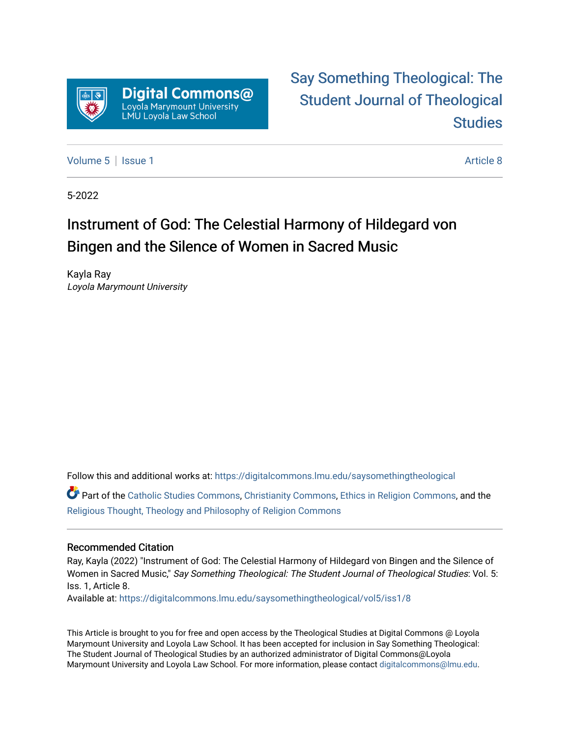Digital Commons@ Loyola Marymount University LMU Loyola Law School

Say Something Theological: The Student Journal of Theological Studies

Volume 5 | Issue 1 Article 8

5-2022

# Instrument of God: The Celestial Harmony of Hildegard von Bingen and the Silence of Women in Sacred Music

Kayla Ray
*Loyola Marymount University*

Follow this and additional works at: https://digitalcommons.lmu.edu/saysomethingtheological

Part of the Catholic Studies Commons, Christianity Commons, Ethics in Religion Commons, and the Religious Thought, Theology and Philosophy of Religion Commons

## Recommended Citation

Ray, Kayla (2022) "Instrument of God: The Celestial Harmony of Hildegard von Bingen and the Silence of Women in Sacred Music," *Say Something Theological: The Student Journal of Theological Studies*: Vol. 5: Iss. 1, Article 8.
Available at: https://digitalcommons.lmu.edu/saysomethingtheological/vol5/iss1/8

This Article is brought to you for free and open access by the Theological Studies at Digital Commons @ Loyola Marymount University and Loyola Law School. It has been accepted for inclusion in Say Something Theological: The Student Journal of Theological Studies by an authorized administrator of Digital Commons@Loyola Marymount University and Loyola Law School. For more information, please contact digitalcommons@lmu.edu.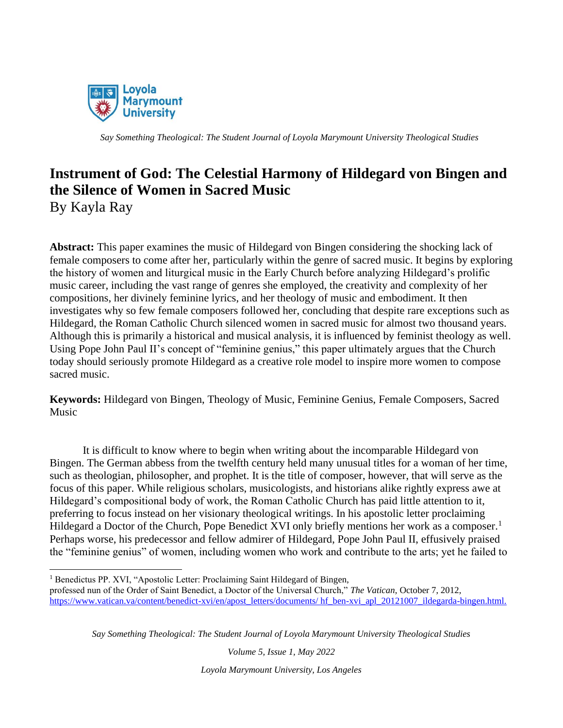# Instrument of God: The Celestial Harmony of Hildegard von Bingen and the Silence of Women in Sacred Music

By Kayla Ray

**Abstract:** This paper examines the music of Hildegard von Bingen considering the shocking lack of female composers to come after her, particularly within the genre of sacred music. It begins by exploring the history of women and liturgical music in the Early Church before analyzing Hildegard's prolific music career, including the vast range of genres she employed, the creativity and complexity of her compositions, her divinely feminine lyrics, and her theology of music and embodiment. It then investigates why so few female composers followed her, concluding that despite rare exceptions such as Hildegard, the Roman Catholic Church silenced women in sacred music for almost two thousand years. Although this is primarily a historical and musical analysis, it is influenced by feminist theology as well. Using Pope John Paul II's concept of "feminine genius," this paper ultimately argues that the Church today should seriously promote Hildegard as a creative role model to inspire more women to compose sacred music.

**Keywords:** Hildegard von Bingen, Theology of Music, Feminine Genius, Female Composers, Sacred Music

It is difficult to know where to begin when writing about the incomparable Hildegard von Bingen. The German abbess from the twelfth century held many unusual titles for a woman of her time, such as theologian, philosopher, and prophet. It is the title of composer, however, that will serve as the focus of this paper. While religious scholars, musicologists, and historians alike rightly express awe at Hildegard's compositional body of work, the Roman Catholic Church has paid little attention to it, preferring to focus instead on her visionary theological writings. In his apostolic letter proclaiming Hildegard a Doctor of the Church, Pope Benedict XVI only briefly mentions her work as a composer.[1] Perhaps worse, his predecessor and fellow admirer of Hildegard, Pope John Paul II, effusively praised the "feminine genius" of women, including women who work and contribute to the arts; yet he failed to

[1] Benedictus PP. XVI, "Apostolic Letter: Proclaiming Saint Hildegard of Bingen, professed nun of the Order of Saint Benedict, a Doctor of the Universal Church," *The Vatican*, October 7, 2012, https://www.vatican.va/content/benedict-xvi/en/apost_letters/documents/ hf_ben-xvi_apl_20121007_ildegarda-bingen.html.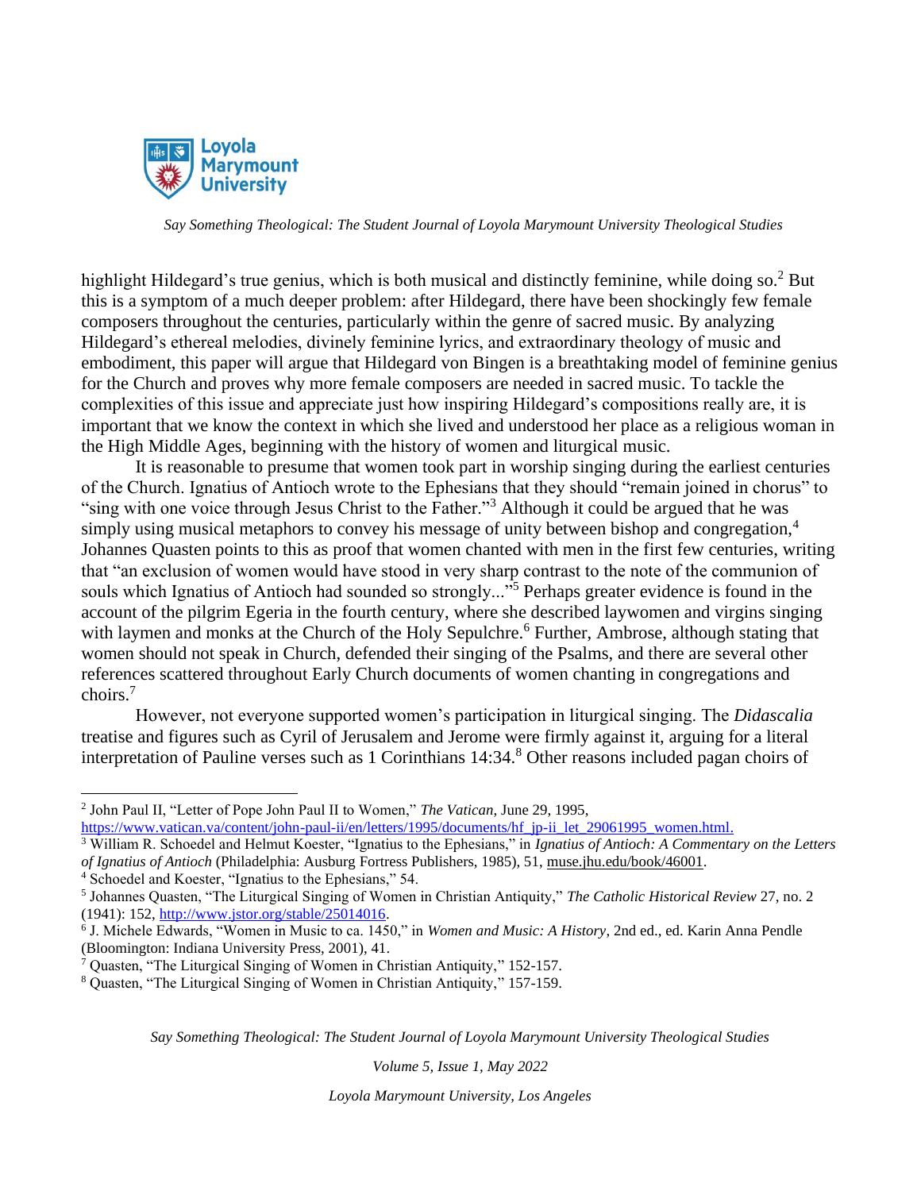highlight Hildegard's true genius, which is both musical and distinctly feminine, while doing so.[2] But this is a symptom of a much deeper problem: after Hildegard, there have been shockingly few female composers throughout the centuries, particularly within the genre of sacred music. By analyzing Hildegard's ethereal melodies, divinely feminine lyrics, and extraordinary theology of music and embodiment, this paper will argue that Hildegard von Bingen is a breathtaking model of feminine genius for the Church and proves why more female composers are needed in sacred music. To tackle the complexities of this issue and appreciate just how inspiring Hildegard's compositions really are, it is important that we know the context in which she lived and understood her place as a religious woman in the High Middle Ages, beginning with the history of women and liturgical music.

It is reasonable to presume that women took part in worship singing during the earliest centuries of the Church. Ignatius of Antioch wrote to the Ephesians that they should "remain joined in chorus" to "sing with one voice through Jesus Christ to the Father."[3] Although it could be argued that he was simply using musical metaphors to convey his message of unity between bishop and congregation,[4] Johannes Quasten points to this as proof that women chanted with men in the first few centuries, writing that "an exclusion of women would have stood in very sharp contrast to the note of the communion of souls which Ignatius of Antioch had sounded so strongly..."[5] Perhaps greater evidence is found in the account of the pilgrim Egeria in the fourth century, where she described laywomen and virgins singing with laymen and monks at the Church of the Holy Sepulchre.[6] Further, Ambrose, although stating that women should not speak in Church, defended their singing of the Psalms, and there are several other references scattered throughout Early Church documents of women chanting in congregations and choirs.[7]

However, not everyone supported women's participation in liturgical singing. The *Didascalia* treatise and figures such as Cyril of Jerusalem and Jerome were firmly against it, arguing for a literal interpretation of Pauline verses such as 1 Corinthians 14:34.[8] Other reasons included pagan choirs of

---

[2] John Paul II, "Letter of Pope John Paul II to Women," *The Vatican*, June 29, 1995, https://www.vatican.va/content/john-paul-ii/en/letters/1995/documents/hf_jp-ii_let_29061995_women.html.

[3] William R. Schoedel and Helmut Koester, "Ignatius to the Ephesians," in *Ignatius of Antioch: A Commentary on the Letters of Ignatius of Antioch* (Philadelphia: Ausburg Fortress Publishers, 1985), 51, muse.jhu.edu/book/46001.

[4] Schoedel and Koester, "Ignatius to the Ephesians," 54.

[5] Johannes Quasten, "The Liturgical Singing of Women in Christian Antiquity," *The Catholic Historical Review* 27, no. 2 (1941): 152, http://www.jstor.org/stable/25014016.

[6] J. Michele Edwards, "Women in Music to ca. 1450," in *Women and Music: A History*, 2nd ed., ed. Karin Anna Pendle (Bloomington: Indiana University Press, 2001), 41.

[7] Quasten, "The Liturgical Singing of Women in Christian Antiquity," 152-157.

[8] Quasten, "The Liturgical Singing of Women in Christian Antiquity," 157-159.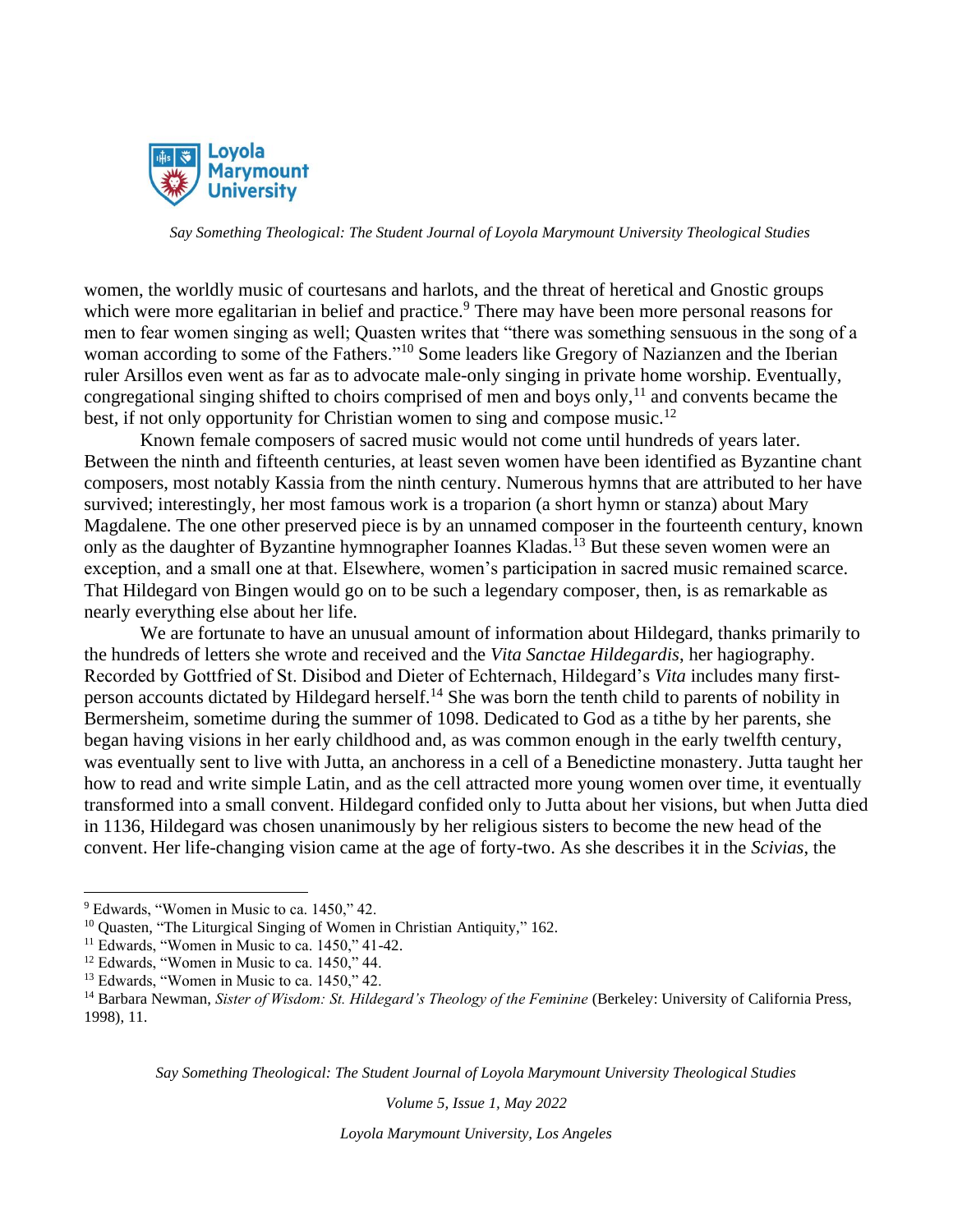women, the worldly music of courtesans and harlots, and the threat of heretical and Gnostic groups which were more egalitarian in belief and practice.[9] There may have been more personal reasons for men to fear women singing as well; Quasten writes that "there was something sensuous in the song of a woman according to some of the Fathers."[10] Some leaders like Gregory of Nazianzen and the Iberian ruler Arsillos even went as far as to advocate male-only singing in private home worship. Eventually, congregational singing shifted to choirs comprised of men and boys only,[11] and convents became the best, if not only opportunity for Christian women to sing and compose music.[12]

Known female composers of sacred music would not come until hundreds of years later. Between the ninth and fifteenth centuries, at least seven women have been identified as Byzantine chant composers, most notably Kassia from the ninth century. Numerous hymns that are attributed to her have survived; interestingly, her most famous work is a troparion (a short hymn or stanza) about Mary Magdalene. The one other preserved piece is by an unnamed composer in the fourteenth century, known only as the daughter of Byzantine hymnographer Ioannes Kladas.[13] But these seven women were an exception, and a small one at that. Elsewhere, women's participation in sacred music remained scarce. That Hildegard von Bingen would go on to be such a legendary composer, then, is as remarkable as nearly everything else about her life.

We are fortunate to have an unusual amount of information about Hildegard, thanks primarily to the hundreds of letters she wrote and received and the *Vita Sanctae Hildegardis*, her hagiography. Recorded by Gottfried of St. Disibod and Dieter of Echternach, Hildegard's *Vita* includes many first-person accounts dictated by Hildegard herself.[14] She was born the tenth child to parents of nobility in Bermersheim, sometime during the summer of 1098. Dedicated to God as a tithe by her parents, she began having visions in her early childhood and, as was common enough in the early twelfth century, was eventually sent to live with Jutta, an anchoress in a cell of a Benedictine monastery. Jutta taught her how to read and write simple Latin, and as the cell attracted more young women over time, it eventually transformed into a small convent. Hildegard confided only to Jutta about her visions, but when Jutta died in 1136, Hildegard was chosen unanimously by her religious sisters to become the new head of the convent. Her life-changing vision came at the age of forty-two. As she describes it in the *Scivias*, the

---

[9] Edwards, "Women in Music to ca. 1450," 42.

[10] Quasten, "The Liturgical Singing of Women in Christian Antiquity," 162.

[11] Edwards, "Women in Music to ca. 1450," 41-42.

[12] Edwards, "Women in Music to ca. 1450," 44.

[13] Edwards, "Women in Music to ca. 1450," 42.

[14] Barbara Newman, *Sister of Wisdom: St. Hildegard's Theology of the Feminine* (Berkeley: University of California Press, 1998), 11.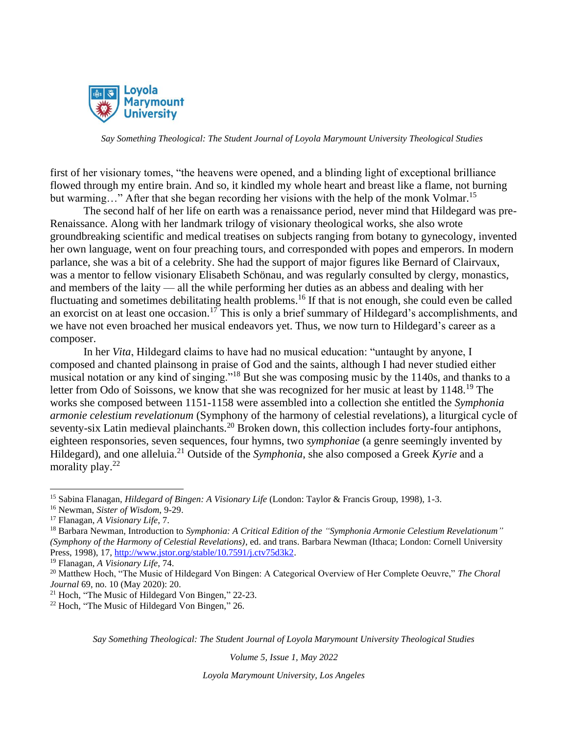first of her visionary tomes, "the heavens were opened, and a blinding light of exceptional brilliance flowed through my entire brain. And so, it kindled my whole heart and breast like a flame, not burning but warming…" After that she began recording her visions with the help of the monk Volmar.[15]

The second half of her life on earth was a renaissance period, never mind that Hildegard was pre-Renaissance. Along with her landmark trilogy of visionary theological works, she also wrote groundbreaking scientific and medical treatises on subjects ranging from botany to gynecology, invented her own language, went on four preaching tours, and corresponded with popes and emperors. In modern parlance, she was a bit of a celebrity. She had the support of major figures like Bernard of Clairvaux, was a mentor to fellow visionary Elisabeth Schönau, and was regularly consulted by clergy, monastics, and members of the laity — all the while performing her duties as an abbess and dealing with her fluctuating and sometimes debilitating health problems.[16] If that is not enough, she could even be called an exorcist on at least one occasion.[17] This is only a brief summary of Hildegard's accomplishments, and we have not even broached her musical endeavors yet. Thus, we now turn to Hildegard's career as a composer.

In her *Vita*, Hildegard claims to have had no musical education: "untaught by anyone, I composed and chanted plainsong in praise of God and the saints, although I had never studied either musical notation or any kind of singing."[18] But she was composing music by the 1140s, and thanks to a letter from Odo of Soissons, we know that she was recognized for her music at least by 1148.[19] The works she composed between 1151-1158 were assembled into a collection she entitled the *Symphonia armonie celestium revelationum* (Symphony of the harmony of celestial revelations), a liturgical cycle of seventy-six Latin medieval plainchants.[20] Broken down, this collection includes forty-four antiphons, eighteen responsories, seven sequences, four hymns, two *symphoniae* (a genre seemingly invented by Hildegard), and one alleluia.[21] Outside of the *Symphonia*, she also composed a Greek *Kyrie* and a morality play.[22]

---

[15] Sabina Flanagan, *Hildegard of Bingen: A Visionary Life* (London: Taylor & Francis Group, 1998), 1-3.

[16] Newman, *Sister of Wisdom*, 9-29.

[17] Flanagan, *A Visionary Life*, 7.

[18] Barbara Newman, Introduction to *Symphonia: A Critical Edition of the "Symphonia Armonie Celestium Revelationum" (Symphony of the Harmony of Celestial Revelations)*, ed. and trans. Barbara Newman (Ithaca; London: Cornell University Press, 1998), 17, http://www.jstor.org/stable/10.7591/j.ctv75d3k2.

[19] Flanagan, *A Visionary Life*, 74.

[20] Matthew Hoch, "The Music of Hildegard Von Bingen: A Categorical Overview of Her Complete Oeuvre," *The Choral Journal* 69, no. 10 (May 2020): 20.

[21] Hoch, "The Music of Hildegard Von Bingen," 22-23.

[22] Hoch, "The Music of Hildegard Von Bingen," 26.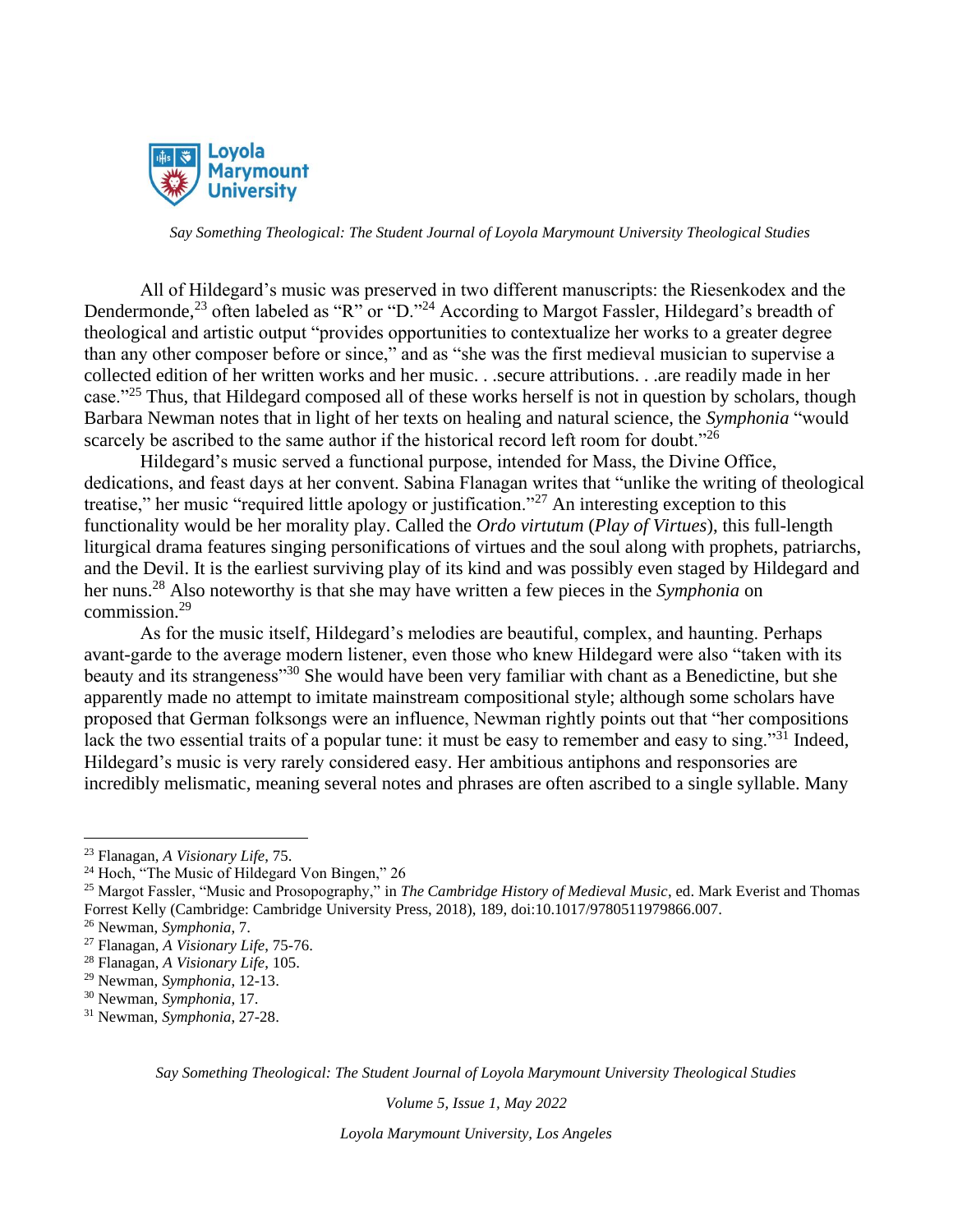All of Hildegard's music was preserved in two different manuscripts: the Riesenkodex and the Dendermonde,[23] often labeled as "R" or "D."[24] According to Margot Fassler, Hildegard's breadth of theological and artistic output "provides opportunities to contextualize her works to a greater degree than any other composer before or since," and as "she was the first medieval musician to supervise a collected edition of her written works and her music. . .secure attributions. . .are readily made in her case."[25] Thus, that Hildegard composed all of these works herself is not in question by scholars, though Barbara Newman notes that in light of her texts on healing and natural science, the *Symphonia* "would scarcely be ascribed to the same author if the historical record left room for doubt."[26]

Hildegard's music served a functional purpose, intended for Mass, the Divine Office, dedications, and feast days at her convent. Sabina Flanagan writes that "unlike the writing of theological treatise," her music "required little apology or justification."[27] An interesting exception to this functionality would be her morality play. Called the *Ordo virtutum* (*Play of Virtues*), this full-length liturgical drama features singing personifications of virtues and the soul along with prophets, patriarchs, and the Devil. It is the earliest surviving play of its kind and was possibly even staged by Hildegard and her nuns.[28] Also noteworthy is that she may have written a few pieces in the *Symphonia* on commission.[29]

As for the music itself, Hildegard's melodies are beautiful, complex, and haunting. Perhaps avant-garde to the average modern listener, even those who knew Hildegard were also "taken with its beauty and its strangeness"[30] She would have been very familiar with chant as a Benedictine, but she apparently made no attempt to imitate mainstream compositional style; although some scholars have proposed that German folksongs were an influence, Newman rightly points out that "her compositions lack the two essential traits of a popular tune: it must be easy to remember and easy to sing."[31] Indeed, Hildegard's music is very rarely considered easy. Her ambitious antiphons and responsories are incredibly melismatic, meaning several notes and phrases are often ascribed to a single syllable. Many

---

[23] Flanagan, *A Visionary Life*, 75.

[24] Hoch, "The Music of Hildegard Von Bingen," 26

[25] Margot Fassler, "Music and Prosopography," in *The Cambridge History of Medieval Music*, ed. Mark Everist and Thomas Forrest Kelly (Cambridge: Cambridge University Press, 2018), 189, doi:10.1017/9780511979866.007.

[26] Newman, *Symphonia*, 7.

[27] Flanagan, *A Visionary Life*, 75-76.

[28] Flanagan, *A Visionary Life*, 105.

[29] Newman, *Symphonia*, 12-13.

[30] Newman, *Symphonia*, 17.

[31] Newman, *Symphonia*, 27-28.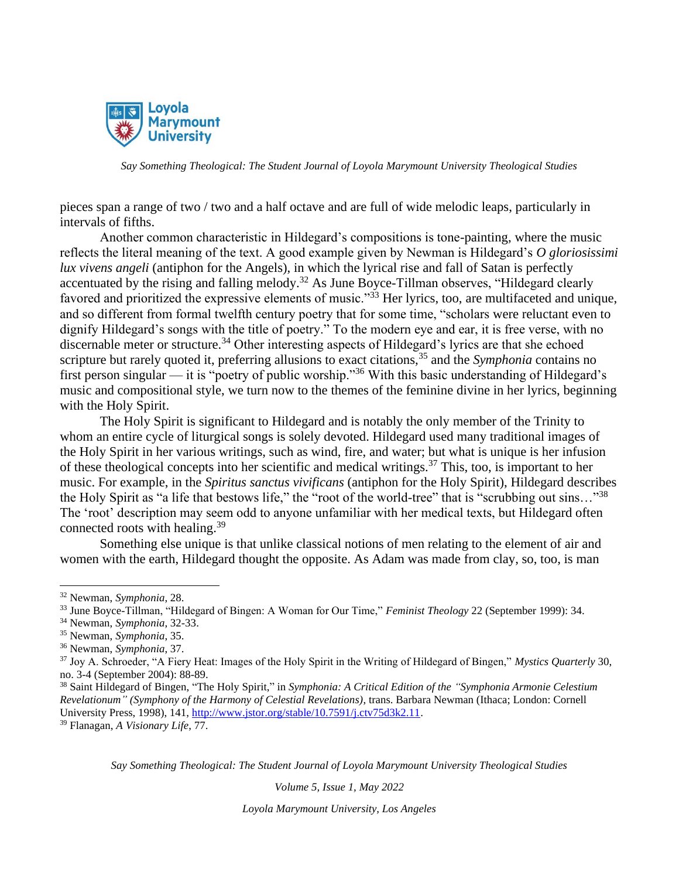pieces span a range of two / two and a half octave and are full of wide melodic leaps, particularly in intervals of fifths.

Another common characteristic in Hildegard's compositions is tone-painting, where the music reflects the literal meaning of the text. A good example given by Newman is Hildegard's *O gloriosissimi lux vivens angeli* (antiphon for the Angels), in which the lyrical rise and fall of Satan is perfectly accentuated by the rising and falling melody.[32] As June Boyce-Tillman observes, "Hildegard clearly favored and prioritized the expressive elements of music."[33] Her lyrics, too, are multifaceted and unique, and so different from formal twelfth century poetry that for some time, "scholars were reluctant even to dignify Hildegard's songs with the title of poetry." To the modern eye and ear, it is free verse, with no discernable meter or structure.[34] Other interesting aspects of Hildegard's lyrics are that she echoed scripture but rarely quoted it, preferring allusions to exact citations,[35] and the *Symphonia* contains no first person singular — it is "poetry of public worship."[36] With this basic understanding of Hildegard's music and compositional style, we turn now to the themes of the feminine divine in her lyrics, beginning with the Holy Spirit.

The Holy Spirit is significant to Hildegard and is notably the only member of the Trinity to whom an entire cycle of liturgical songs is solely devoted. Hildegard used many traditional images of the Holy Spirit in her various writings, such as wind, fire, and water; but what is unique is her infusion of these theological concepts into her scientific and medical writings.[37] This, too, is important to her music. For example, in the *Spiritus sanctus vivificans* (antiphon for the Holy Spirit), Hildegard describes the Holy Spirit as "a life that bestows life," the "root of the world-tree" that is "scrubbing out sins…"[38] The 'root' description may seem odd to anyone unfamiliar with her medical texts, but Hildegard often connected roots with healing.[39]

Something else unique is that unlike classical notions of men relating to the element of air and women with the earth, Hildegard thought the opposite. As Adam was made from clay, so, too, is man

---

[32] Newman, *Symphonia*, 28.

[33] June Boyce-Tillman, "Hildegard of Bingen: A Woman for Our Time," *Feminist Theology* 22 (September 1999): 34.

[34] Newman, *Symphonia*, 32-33.

[35] Newman, *Symphonia*, 35.

[36] Newman, *Symphonia*, 37.

[37] Joy A. Schroeder, "A Fiery Heat: Images of the Holy Spirit in the Writing of Hildegard of Bingen," *Mystics Quarterly* 30, no. 3-4 (September 2004): 88-89.

[38] Saint Hildegard of Bingen, "The Holy Spirit," in *Symphonia: A Critical Edition of the "Symphonia Armonie Celestium Revelationum" (Symphony of the Harmony of Celestial Revelations)*, trans. Barbara Newman (Ithaca; London: Cornell University Press, 1998), 141, http://www.jstor.org/stable/10.7591/j.ctv75d3k2.11.

[39] Flanagan, *A Visionary Life*, 77.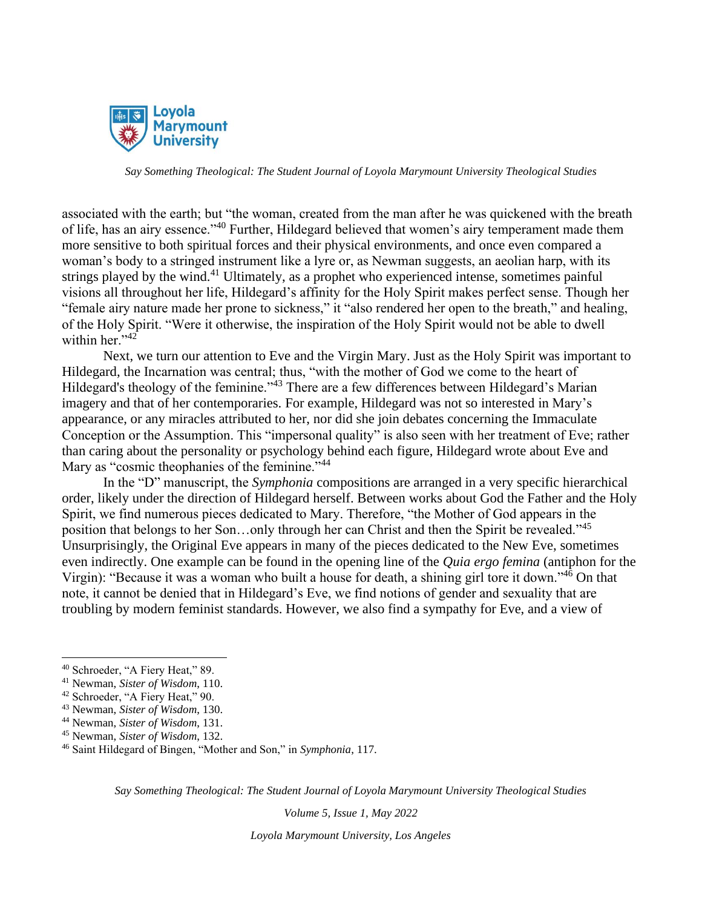associated with the earth; but "the woman, created from the man after he was quickened with the breath of life, has an airy essence."[40] Further, Hildegard believed that women's airy temperament made them more sensitive to both spiritual forces and their physical environments, and once even compared a woman's body to a stringed instrument like a lyre or, as Newman suggests, an aeolian harp, with its strings played by the wind.[41] Ultimately, as a prophet who experienced intense, sometimes painful visions all throughout her life, Hildegard's affinity for the Holy Spirit makes perfect sense. Though her "female airy nature made her prone to sickness," it "also rendered her open to the breath," and healing, of the Holy Spirit. "Were it otherwise, the inspiration of the Holy Spirit would not be able to dwell within her."[42]

Next, we turn our attention to Eve and the Virgin Mary. Just as the Holy Spirit was important to Hildegard, the Incarnation was central; thus, "with the mother of God we come to the heart of Hildegard's theology of the feminine."[43] There are a few differences between Hildegard's Marian imagery and that of her contemporaries. For example, Hildegard was not so interested in Mary's appearance, or any miracles attributed to her, nor did she join debates concerning the Immaculate Conception or the Assumption. This "impersonal quality" is also seen with her treatment of Eve; rather than caring about the personality or psychology behind each figure, Hildegard wrote about Eve and Mary as "cosmic theophanies of the feminine."[44]

In the "D" manuscript, the *Symphonia* compositions are arranged in a very specific hierarchical order, likely under the direction of Hildegard herself. Between works about God the Father and the Holy Spirit, we find numerous pieces dedicated to Mary. Therefore, "the Mother of God appears in the position that belongs to her Son…only through her can Christ and then the Spirit be revealed."[45] Unsurprisingly, the Original Eve appears in many of the pieces dedicated to the New Eve, sometimes even indirectly. One example can be found in the opening line of the *Quia ergo femina* (antiphon for the Virgin): "Because it was a woman who built a house for death, a shining girl tore it down."[46] On that note, it cannot be denied that in Hildegard's Eve, we find notions of gender and sexuality that are troubling by modern feminist standards. However, we also find a sympathy for Eve, and a view of

---

[40] Schroeder, "A Fiery Heat," 89.

[41] Newman, *Sister of Wisdom*, 110.

[42] Schroeder, "A Fiery Heat," 90.

[43] Newman, *Sister of Wisdom*, 130.

[44] Newman, *Sister of Wisdom*, 131.

[45] Newman, *Sister of Wisdom*, 132.

[46] Saint Hildegard of Bingen, "Mother and Son," in *Symphonia*, 117.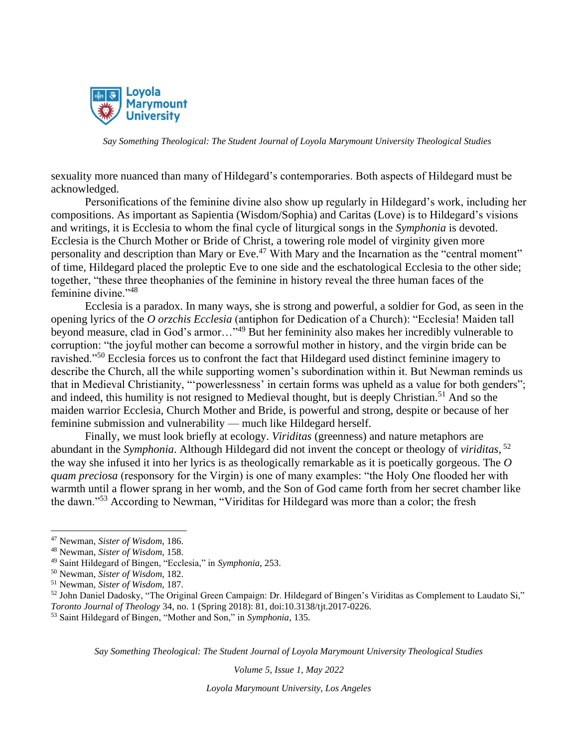sexuality more nuanced than many of Hildegard's contemporaries. Both aspects of Hildegard must be acknowledged.

Personifications of the feminine divine also show up regularly in Hildegard's work, including her compositions. As important as Sapientia (Wisdom/Sophia) and Caritas (Love) is to Hildegard's visions and writings, it is Ecclesia to whom the final cycle of liturgical songs in the *Symphonia* is devoted. Ecclesia is the Church Mother or Bride of Christ, a towering role model of virginity given more personality and description than Mary or Eve.[47] With Mary and the Incarnation as the "central moment" of time, Hildegard placed the proleptic Eve to one side and the eschatological Ecclesia to the other side; together, "these three theophanies of the feminine in history reveal the three human faces of the feminine divine."[48]

Ecclesia is a paradox. In many ways, she is strong and powerful, a soldier for God, as seen in the opening lyrics of the *O orzchis Ecclesia* (antiphon for Dedication of a Church): "Ecclesia! Maiden tall beyond measure, clad in God's armor…"[49] But her femininity also makes her incredibly vulnerable to corruption: "the joyful mother can become a sorrowful mother in history, and the virgin bride can be ravished."[50] Ecclesia forces us to confront the fact that Hildegard used distinct feminine imagery to describe the Church, all the while supporting women's subordination within it. But Newman reminds us that in Medieval Christianity, "'powerlessness' in certain forms was upheld as a value for both genders"; and indeed, this humility is not resigned to Medieval thought, but is deeply Christian.[51] And so the maiden warrior Ecclesia, Church Mother and Bride, is powerful and strong, despite or because of her feminine submission and vulnerability — much like Hildegard herself.

Finally, we must look briefly at ecology. *Viriditas* (greenness) and nature metaphors are abundant in the *Symphonia*. Although Hildegard did not invent the concept or theology of *viriditas*, [52] the way she infused it into her lyrics is as theologically remarkable as it is poetically gorgeous. The *O quam preciosa* (responsory for the Virgin) is one of many examples: "the Holy One flooded her with warmth until a flower sprang in her womb, and the Son of God came forth from her secret chamber like the dawn."[53] According to Newman, "Viriditas for Hildegard was more than a color; the fresh

---

[47] Newman, *Sister of Wisdom*, 186.

[48] Newman, *Sister of Wisdom*, 158.

[49] Saint Hildegard of Bingen, "Ecclesia," in *Symphonia*, 253.

[50] Newman, *Sister of Wisdom*, 182.

[51] Newman, *Sister of Wisdom*, 187.

[52] John Daniel Dadosky, "The Original Green Campaign: Dr. Hildegard of Bingen's Viriditas as Complement to Laudato Si," *Toronto Journal of Theology* 34, no. 1 (Spring 2018): 81, doi:10.3138/tjt.2017-0226.

[53] Saint Hildegard of Bingen, "Mother and Son," in *Symphonia*, 135.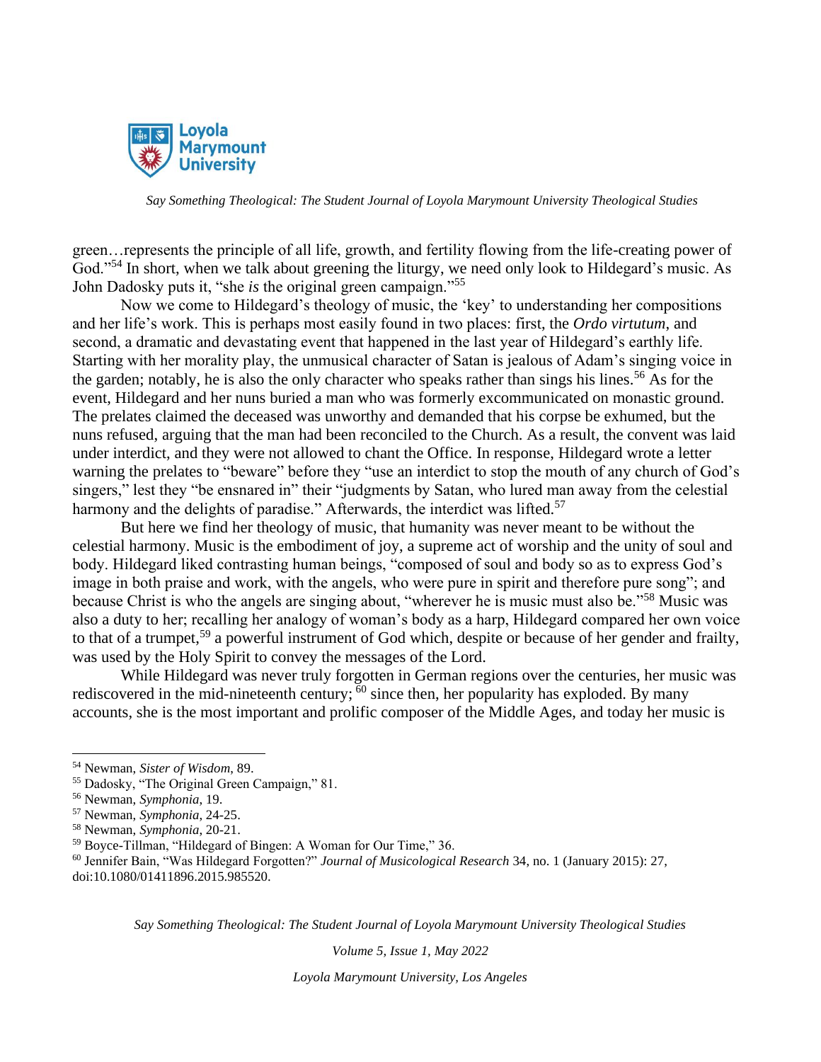green…represents the principle of all life, growth, and fertility flowing from the life-creating power of God."[54] In short, when we talk about greening the liturgy, we need only look to Hildegard's music. As John Dadosky puts it, "she *is* the original green campaign."[55]

Now we come to Hildegard's theology of music, the 'key' to understanding her compositions and her life's work. This is perhaps most easily found in two places: first, the *Ordo virtutum*, and second, a dramatic and devastating event that happened in the last year of Hildegard's earthly life. Starting with her morality play, the unmusical character of Satan is jealous of Adam's singing voice in the garden; notably, he is also the only character who speaks rather than sings his lines.[56] As for the event, Hildegard and her nuns buried a man who was formerly excommunicated on monastic ground. The prelates claimed the deceased was unworthy and demanded that his corpse be exhumed, but the nuns refused, arguing that the man had been reconciled to the Church. As a result, the convent was laid under interdict, and they were not allowed to chant the Office. In response, Hildegard wrote a letter warning the prelates to "beware" before they "use an interdict to stop the mouth of any church of God's singers," lest they "be ensnared in" their "judgments by Satan, who lured man away from the celestial harmony and the delights of paradise." Afterwards, the interdict was lifted.[57]

But here we find her theology of music, that humanity was never meant to be without the celestial harmony. Music is the embodiment of joy, a supreme act of worship and the unity of soul and body. Hildegard liked contrasting human beings, "composed of soul and body so as to express God's image in both praise and work, with the angels, who were pure in spirit and therefore pure song"; and because Christ is who the angels are singing about, "wherever he is music must also be."[58] Music was also a duty to her; recalling her analogy of woman's body as a harp, Hildegard compared her own voice to that of a trumpet,[59] a powerful instrument of God which, despite or because of her gender and frailty, was used by the Holy Spirit to convey the messages of the Lord.

While Hildegard was never truly forgotten in German regions over the centuries, her music was rediscovered in the mid-nineteenth century;[60] since then, her popularity has exploded. By many accounts, she is the most important and prolific composer of the Middle Ages, and today her music is

---

[54] Newman, *Sister of Wisdom*, 89.

[55] Dadosky, "The Original Green Campaign," 81.

[56] Newman, *Symphonia*, 19.

[57] Newman, *Symphonia*, 24-25.

[58] Newman, *Symphonia*, 20-21.

[59] Boyce-Tillman, "Hildegard of Bingen: A Woman for Our Time," 36.

[60] Jennifer Bain, "Was Hildegard Forgotten?" *Journal of Musicological Research* 34, no. 1 (January 2015): 27, doi:10.1080/01411896.2015.985520.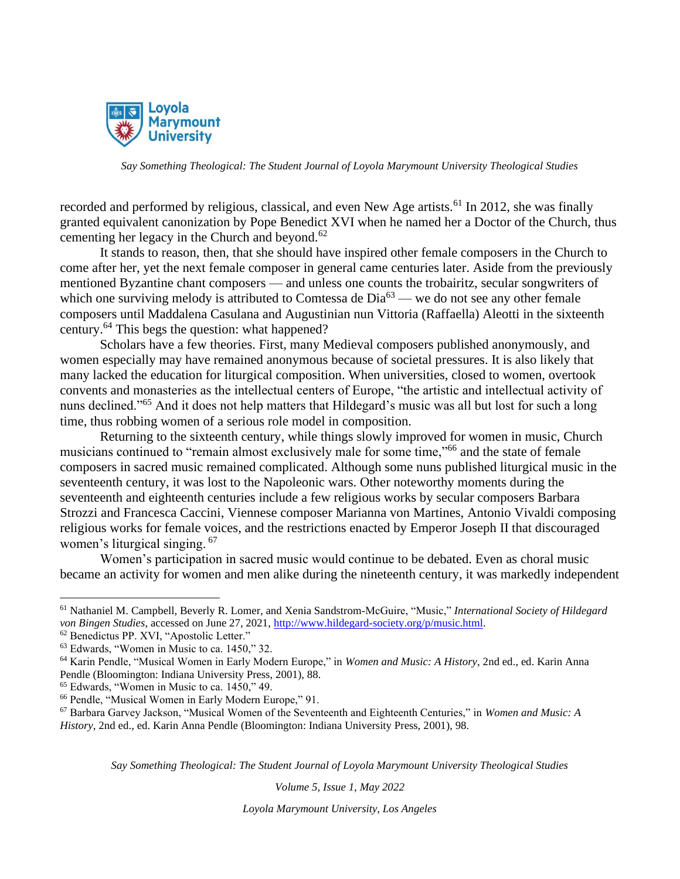recorded and performed by religious, classical, and even New Age artists.[61] In 2012, she was finally granted equivalent canonization by Pope Benedict XVI when he named her a Doctor of the Church, thus cementing her legacy in the Church and beyond.[62]

It stands to reason, then, that she should have inspired other female composers in the Church to come after her, yet the next female composer in general came centuries later. Aside from the previously mentioned Byzantine chant composers — and unless one counts the trobairitz, secular songwriters of which one surviving melody is attributed to Comtessa de Dia[63] — we do not see any other female composers until Maddalena Casulana and Augustinian nun Vittoria (Raffaella) Aleotti in the sixteenth century.[64] This begs the question: what happened?

Scholars have a few theories. First, many Medieval composers published anonymously, and women especially may have remained anonymous because of societal pressures. It is also likely that many lacked the education for liturgical composition. When universities, closed to women, overtook convents and monasteries as the intellectual centers of Europe, "the artistic and intellectual activity of nuns declined."[65] And it does not help matters that Hildegard's music was all but lost for such a long time, thus robbing women of a serious role model in composition.

Returning to the sixteenth century, while things slowly improved for women in music, Church musicians continued to "remain almost exclusively male for some time,"[66] and the state of female composers in sacred music remained complicated. Although some nuns published liturgical music in the seventeenth century, it was lost to the Napoleonic wars. Other noteworthy moments during the seventeenth and eighteenth centuries include a few religious works by secular composers Barbara Strozzi and Francesca Caccini, Viennese composer Marianna von Martines, Antonio Vivaldi composing religious works for female voices, and the restrictions enacted by Emperor Joseph II that discouraged women's liturgical singing.[67]

Women's participation in sacred music would continue to be debated. Even as choral music became an activity for women and men alike during the nineteenth century, it was markedly independent

---

[61] Nathaniel M. Campbell, Beverly R. Lomer, and Xenia Sandstrom-McGuire, "Music," *International Society of Hildegard von Bingen Studies*, accessed on June 27, 2021, http://www.hildegard-society.org/p/music.html.

[62] Benedictus PP. XVI, "Apostolic Letter."

[63] Edwards, "Women in Music to ca. 1450," 32.

[64] Karin Pendle, "Musical Women in Early Modern Europe," in *Women and Music: A History*, 2nd ed., ed. Karin Anna Pendle (Bloomington: Indiana University Press, 2001), 88.

[65] Edwards, "Women in Music to ca. 1450," 49.

[66] Pendle, "Musical Women in Early Modern Europe," 91.

[67] Barbara Garvey Jackson, "Musical Women of the Seventeenth and Eighteenth Centuries," in *Women and Music: A History*, 2nd ed., ed. Karin Anna Pendle (Bloomington: Indiana University Press, 2001), 98.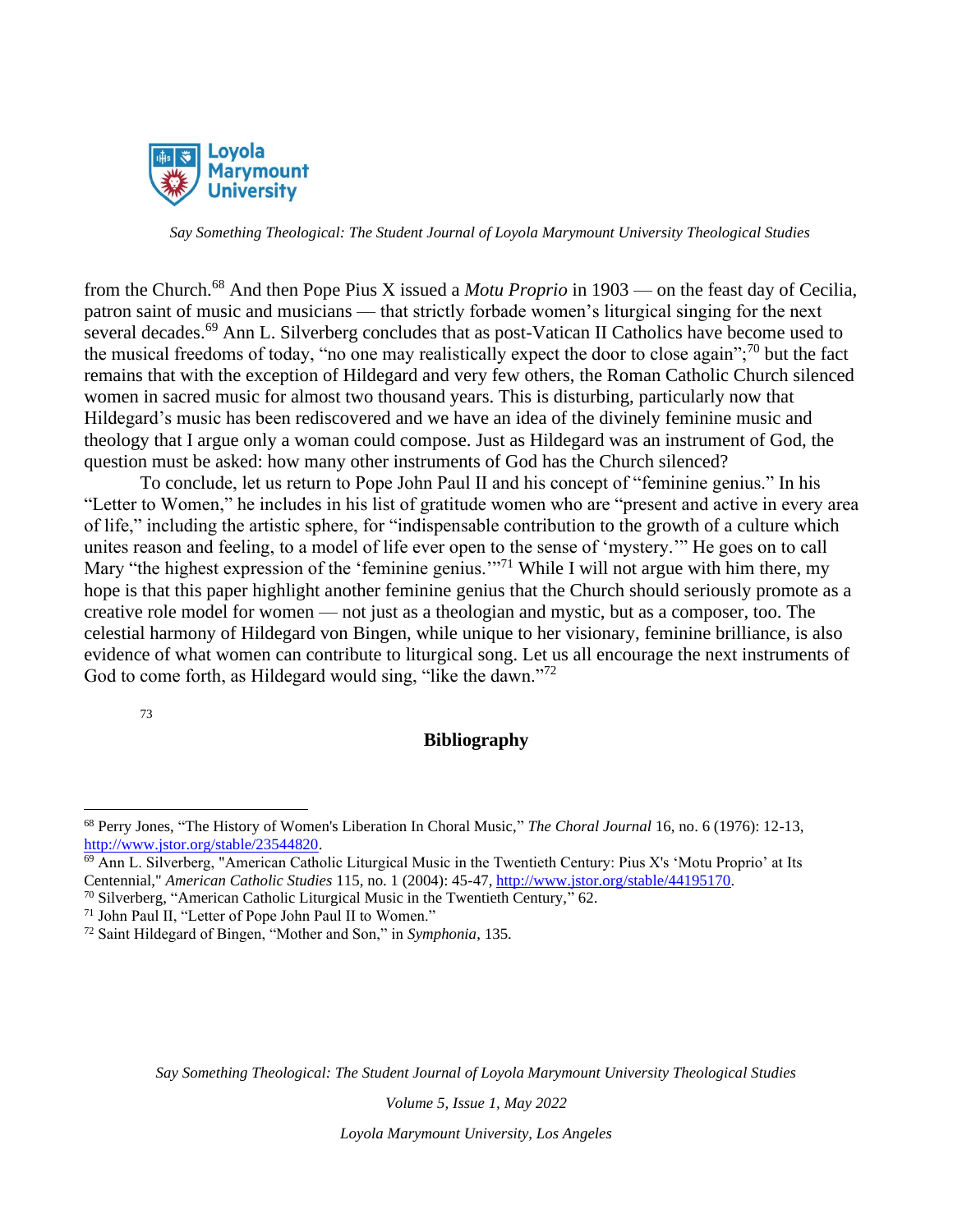from the Church.[68] And then Pope Pius X issued a *Motu Proprio* in 1903 — on the feast day of Cecilia, patron saint of music and musicians — that strictly forbade women's liturgical singing for the next several decades.[69] Ann L. Silverberg concludes that as post-Vatican II Catholics have become used to the musical freedoms of today, "no one may realistically expect the door to close again";[70] but the fact remains that with the exception of Hildegard and very few others, the Roman Catholic Church silenced women in sacred music for almost two thousand years. This is disturbing, particularly now that Hildegard's music has been rediscovered and we have an idea of the divinely feminine music and theology that I argue only a woman could compose. Just as Hildegard was an instrument of God, the question must be asked: how many other instruments of God has the Church silenced?

To conclude, let us return to Pope John Paul II and his concept of "feminine genius." In his "Letter to Women," he includes in his list of gratitude women who are "present and active in every area of life," including the artistic sphere, for "indispensable contribution to the growth of a culture which unites reason and feeling, to a model of life ever open to the sense of 'mystery.'" He goes on to call Mary "the highest expression of the 'feminine genius.'"[71] While I will not argue with him there, my hope is that this paper highlight another feminine genius that the Church should seriously promote as a creative role model for women — not just as a theologian and mystic, but as a composer, too. The celestial harmony of Hildegard von Bingen, while unique to her visionary, feminine brilliance, is also evidence of what women can contribute to liturgical song. Let us all encourage the next instruments of God to come forth, as Hildegard would sing, "like the dawn."[72]

[73]

## Bibliography

---

[68] Perry Jones, "The History of Women's Liberation In Choral Music," *The Choral Journal* 16, no. 6 (1976): 12-13, http://www.jstor.org/stable/23544820.

[69] Ann L. Silverberg, "American Catholic Liturgical Music in the Twentieth Century: Pius X's 'Motu Proprio' at Its Centennial," *American Catholic Studies* 115, no. 1 (2004): 45-47, http://www.jstor.org/stable/44195170.

[70] Silverberg, "American Catholic Liturgical Music in the Twentieth Century," 62.

[71] John Paul II, "Letter of Pope John Paul II to Women."

[72] Saint Hildegard of Bingen, "Mother and Son," in *Symphonia*, 135.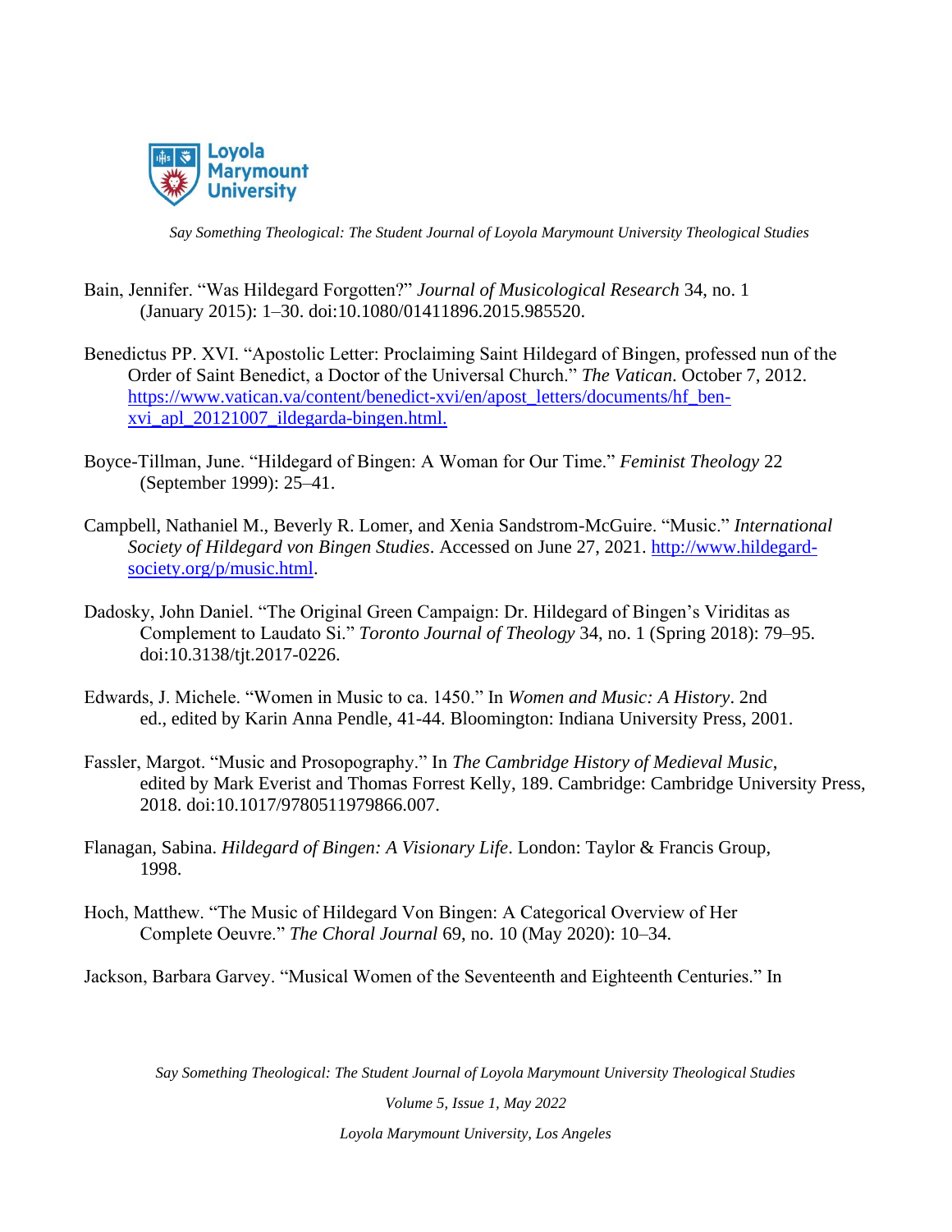Bain, Jennifer. "Was Hildegard Forgotten?" *Journal of Musicological Research* 34, no. 1 (January 2015): 1–30. doi:10.1080/01411896.2015.985520.

Benedictus PP. XVI. "Apostolic Letter: Proclaiming Saint Hildegard of Bingen, professed nun of the Order of Saint Benedict, a Doctor of the Universal Church." *The Vatican*. October 7, 2012. https://www.vatican.va/content/benedict-xvi/en/apost_letters/documents/hf_ben-xvi_apl_20121007_ildegarda-bingen.html.

Boyce-Tillman, June. "Hildegard of Bingen: A Woman for Our Time." *Feminist Theology* 22 (September 1999): 25–41.

Campbell, Nathaniel M., Beverly R. Lomer, and Xenia Sandstrom-McGuire. "Music." *International Society of Hildegard von Bingen Studies*. Accessed on June 27, 2021. http://www.hildegard-society.org/p/music.html.

Dadosky, John Daniel. "The Original Green Campaign: Dr. Hildegard of Bingen's Viriditas as Complement to Laudato Si." *Toronto Journal of Theology* 34, no. 1 (Spring 2018): 79–95. doi:10.3138/tjt.2017-0226.

Edwards, J. Michele. "Women in Music to ca. 1450." In *Women and Music: A History*. 2nd ed., edited by Karin Anna Pendle, 41-44. Bloomington: Indiana University Press, 2001.

Fassler, Margot. "Music and Prosopography." In *The Cambridge History of Medieval Music*, edited by Mark Everist and Thomas Forrest Kelly, 189. Cambridge: Cambridge University Press, 2018. doi:10.1017/9780511979866.007.

Flanagan, Sabina. *Hildegard of Bingen: A Visionary Life*. London: Taylor & Francis Group, 1998.

Hoch, Matthew. "The Music of Hildegard Von Bingen: A Categorical Overview of Her Complete Oeuvre." *The Choral Journal* 69, no. 10 (May 2020): 10–34.

Jackson, Barbara Garvey. "Musical Women of the Seventeenth and Eighteenth Centuries." In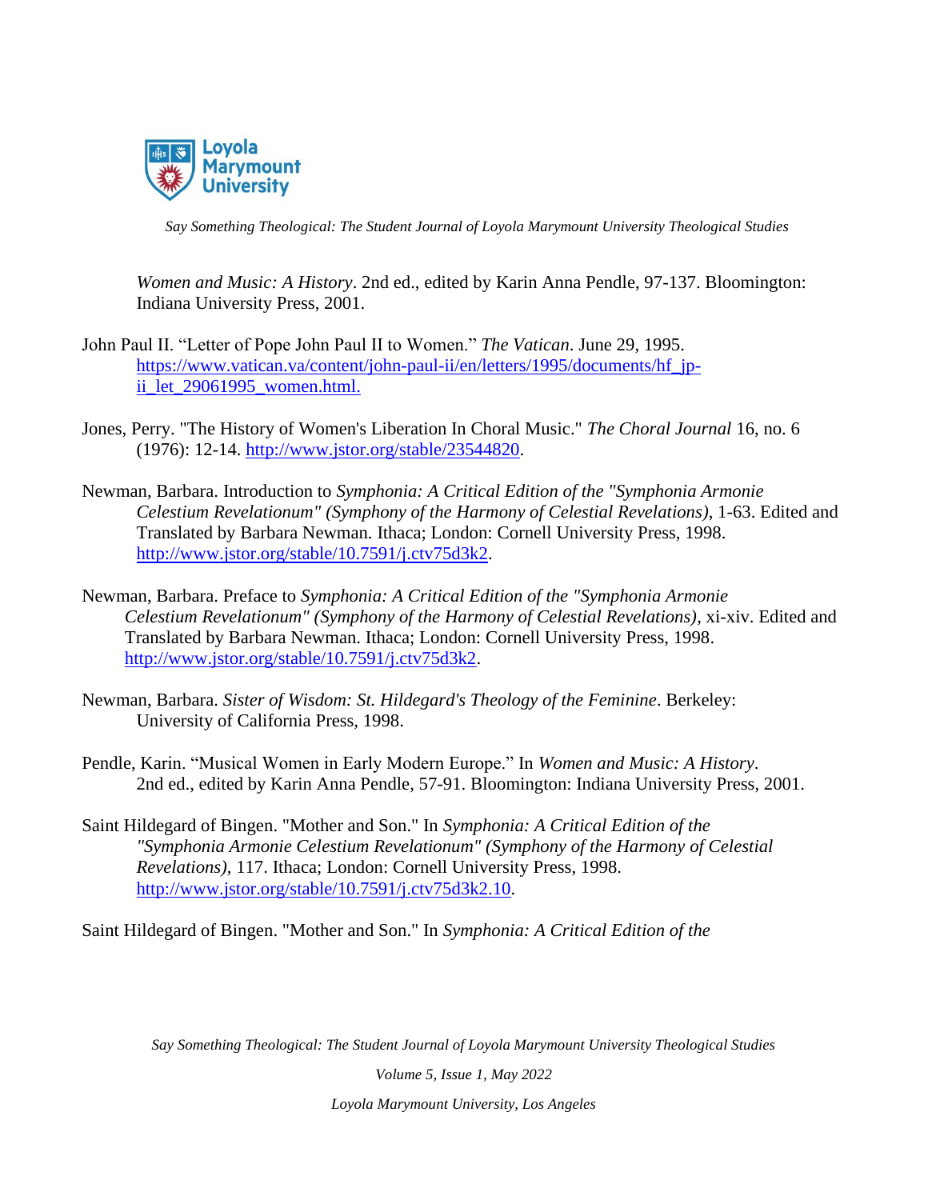*Women and Music: A History*. 2nd ed., edited by Karin Anna Pendle, 97-137. Bloomington: Indiana University Press, 2001.

John Paul II. "Letter of Pope John Paul II to Women." *The Vatican*. June 29, 1995. https://www.vatican.va/content/john-paul-ii/en/letters/1995/documents/hf_jp-ii_let_29061995_women.html.

Jones, Perry. "The History of Women's Liberation In Choral Music." *The Choral Journal* 16, no. 6 (1976): 12-14. http://www.jstor.org/stable/23544820.

Newman, Barbara. Introduction to *Symphonia: A Critical Edition of the "Symphonia Armonie Celestium Revelationum" (Symphony of the Harmony of Celestial Revelations)*, 1-63. Edited and Translated by Barbara Newman. Ithaca; London: Cornell University Press, 1998. http://www.jstor.org/stable/10.7591/j.ctv75d3k2.

Newman, Barbara. Preface to *Symphonia: A Critical Edition of the "Symphonia Armonie Celestium Revelationum" (Symphony of the Harmony of Celestial Revelations)*, xi-xiv. Edited and Translated by Barbara Newman. Ithaca; London: Cornell University Press, 1998. http://www.jstor.org/stable/10.7591/j.ctv75d3k2.

Newman, Barbara. *Sister of Wisdom: St. Hildegard's Theology of the Feminine*. Berkeley: University of California Press, 1998.

Pendle, Karin. "Musical Women in Early Modern Europe." In *Women and Music: A History*. 2nd ed., edited by Karin Anna Pendle, 57-91. Bloomington: Indiana University Press, 2001.

Saint Hildegard of Bingen. "Mother and Son." In *Symphonia: A Critical Edition of the "Symphonia Armonie Celestium Revelationum" (Symphony of the Harmony of Celestial Revelations)*, 117. Ithaca; London: Cornell University Press, 1998. http://www.jstor.org/stable/10.7591/j.ctv75d3k2.10.

Saint Hildegard of Bingen. "Mother and Son." In *Symphonia: A Critical Edition of the*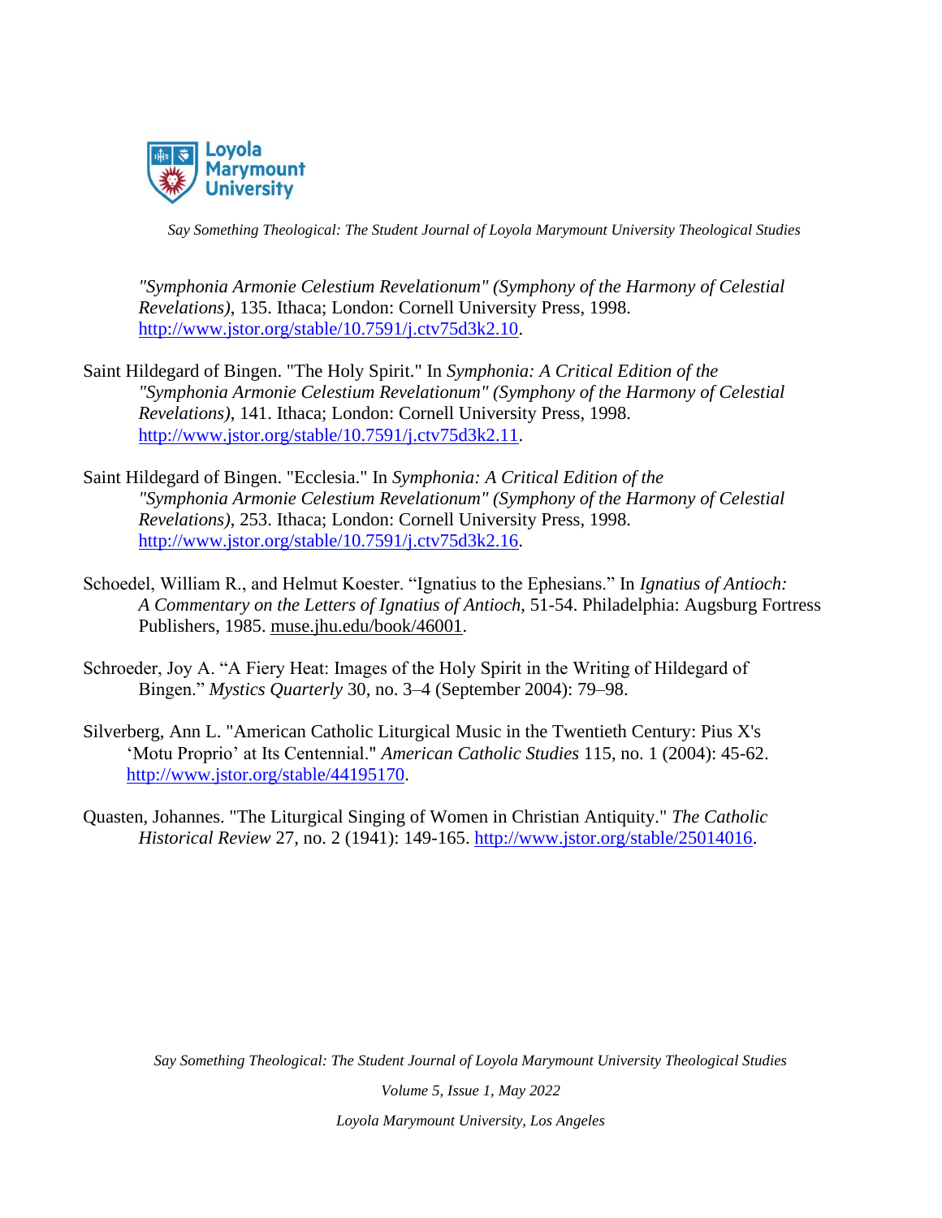*"Symphonia Armonie Celestium Revelationum" (Symphony of the Harmony of Celestial Revelations)*, 135. Ithaca; London: Cornell University Press, 1998. http://www.jstor.org/stable/10.7591/j.ctv75d3k2.10.

Saint Hildegard of Bingen. "The Holy Spirit." In *Symphonia: A Critical Edition of the "Symphonia Armonie Celestium Revelationum" (Symphony of the Harmony of Celestial Revelations)*, 141. Ithaca; London: Cornell University Press, 1998. http://www.jstor.org/stable/10.7591/j.ctv75d3k2.11.

Saint Hildegard of Bingen. "Ecclesia." In *Symphonia: A Critical Edition of the "Symphonia Armonie Celestium Revelationum" (Symphony of the Harmony of Celestial Revelations)*, 253. Ithaca; London: Cornell University Press, 1998. http://www.jstor.org/stable/10.7591/j.ctv75d3k2.16.

Schoedel, William R., and Helmut Koester. "Ignatius to the Ephesians." In *Ignatius of Antioch: A Commentary on the Letters of Ignatius of Antioch*, 51-54. Philadelphia: Augsburg Fortress Publishers, 1985. muse.jhu.edu/book/46001.

Schroeder, Joy A. "A Fiery Heat: Images of the Holy Spirit in the Writing of Hildegard of Bingen." *Mystics Quarterly* 30, no. 3–4 (September 2004): 79–98.

Silverberg, Ann L. "American Catholic Liturgical Music in the Twentieth Century: Pius X's 'Motu Proprio' at Its Centennial." *American Catholic Studies* 115, no. 1 (2004): 45-62. http://www.jstor.org/stable/44195170.

Quasten, Johannes. "The Liturgical Singing of Women in Christian Antiquity." *The Catholic Historical Review* 27, no. 2 (1941): 149-165. http://www.jstor.org/stable/25014016.